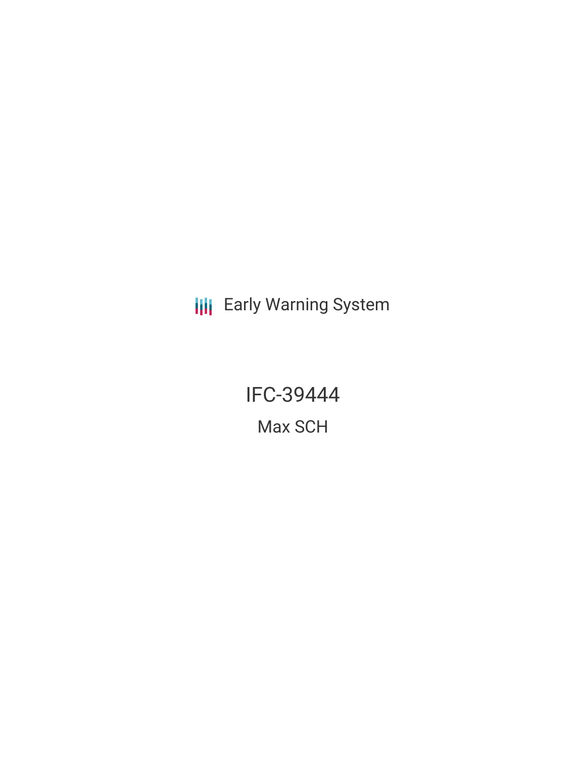Early Warning System

# IFC-39444

## Max SCH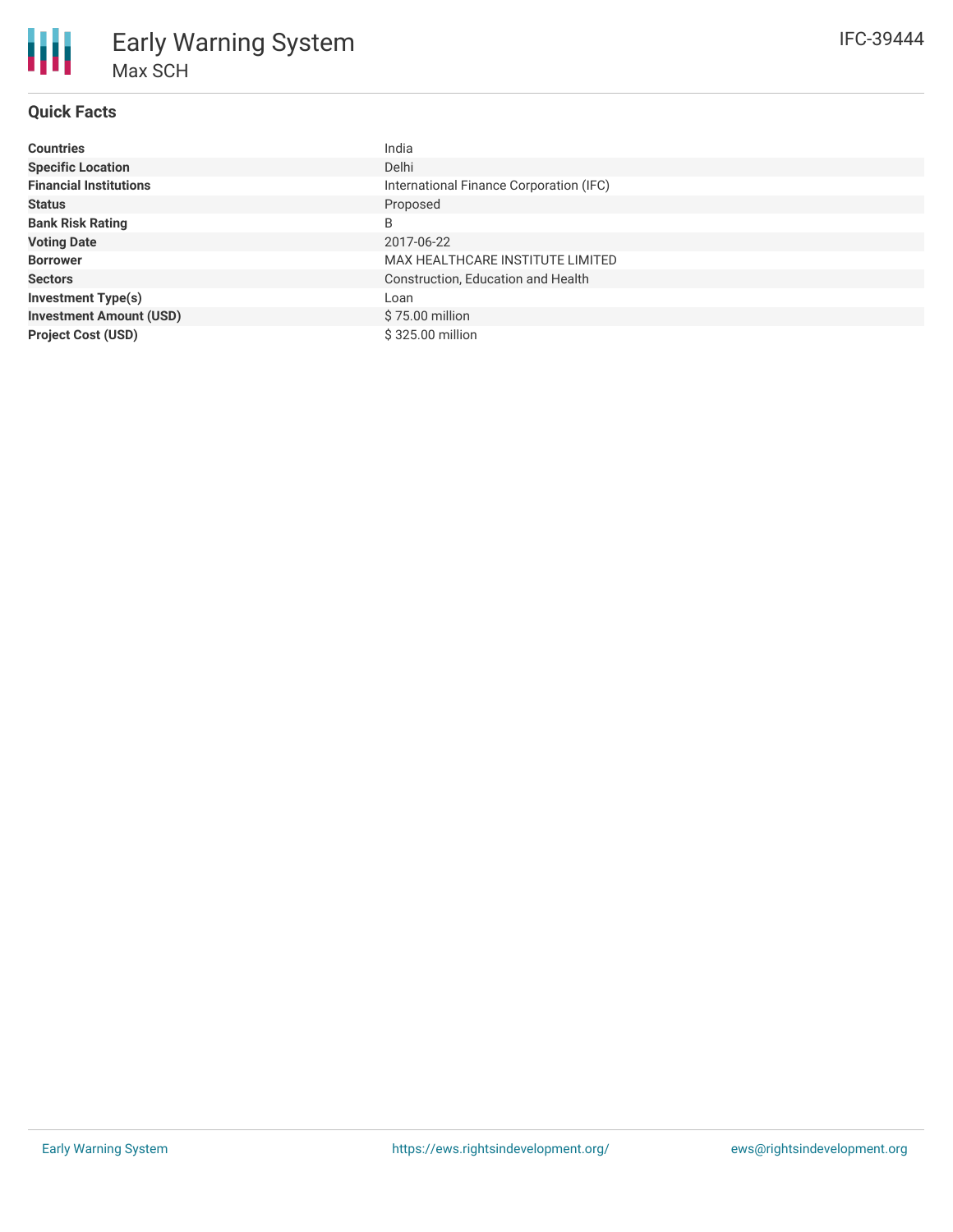# Early Warning System

## Max SCH

IFC-39444

### Quick Facts

| | |
|---|---|
| **Countries** | India |
| **Specific Location** | Delhi |
| **Financial Institutions** | International Finance Corporation (IFC) |
| **Status** | Proposed |
| **Bank Risk Rating** | B |
| **Voting Date** | 2017-06-22 |
| **Borrower** | MAX HEALTHCARE INSTITUTE LIMITED |
| **Sectors** | Construction, Education and Health |
| **Investment Type(s)** | Loan |
| **Investment Amount (USD)** | $ 75.00 million |
| **Project Cost (USD)** | $ 325.00 million |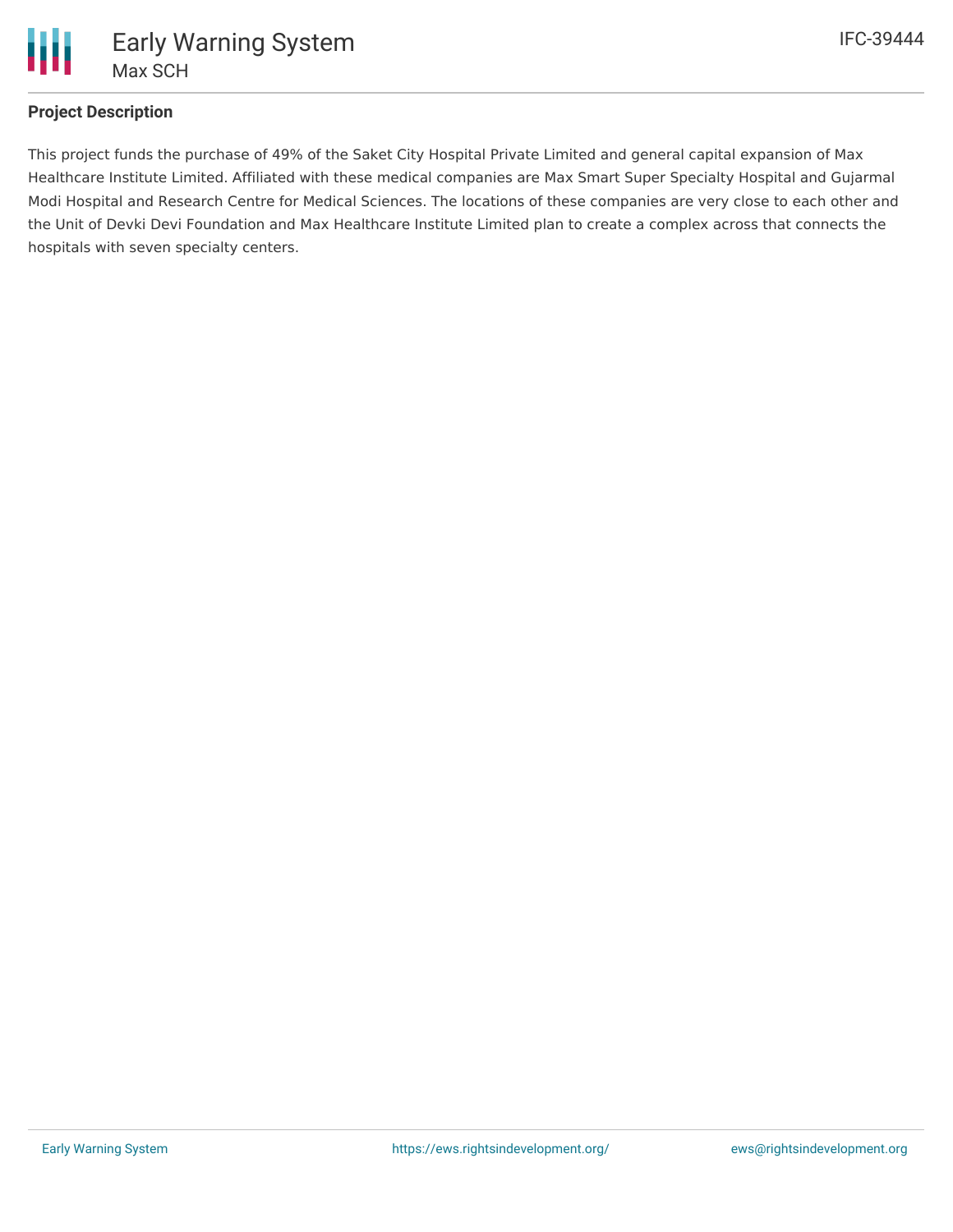## Project Description

This project funds the purchase of 49% of the Saket City Hospital Private Limited and general capital expansion of Max Healthcare Institute Limited. Affiliated with these medical companies are Max Smart Super Specialty Hospital and Gujarmal Modi Hospital and Research Centre for Medical Sciences. The locations of these companies are very close to each other and the Unit of Devki Devi Foundation and Max Healthcare Institute Limited plan to create a complex across that connects the hospitals with seven specialty centers.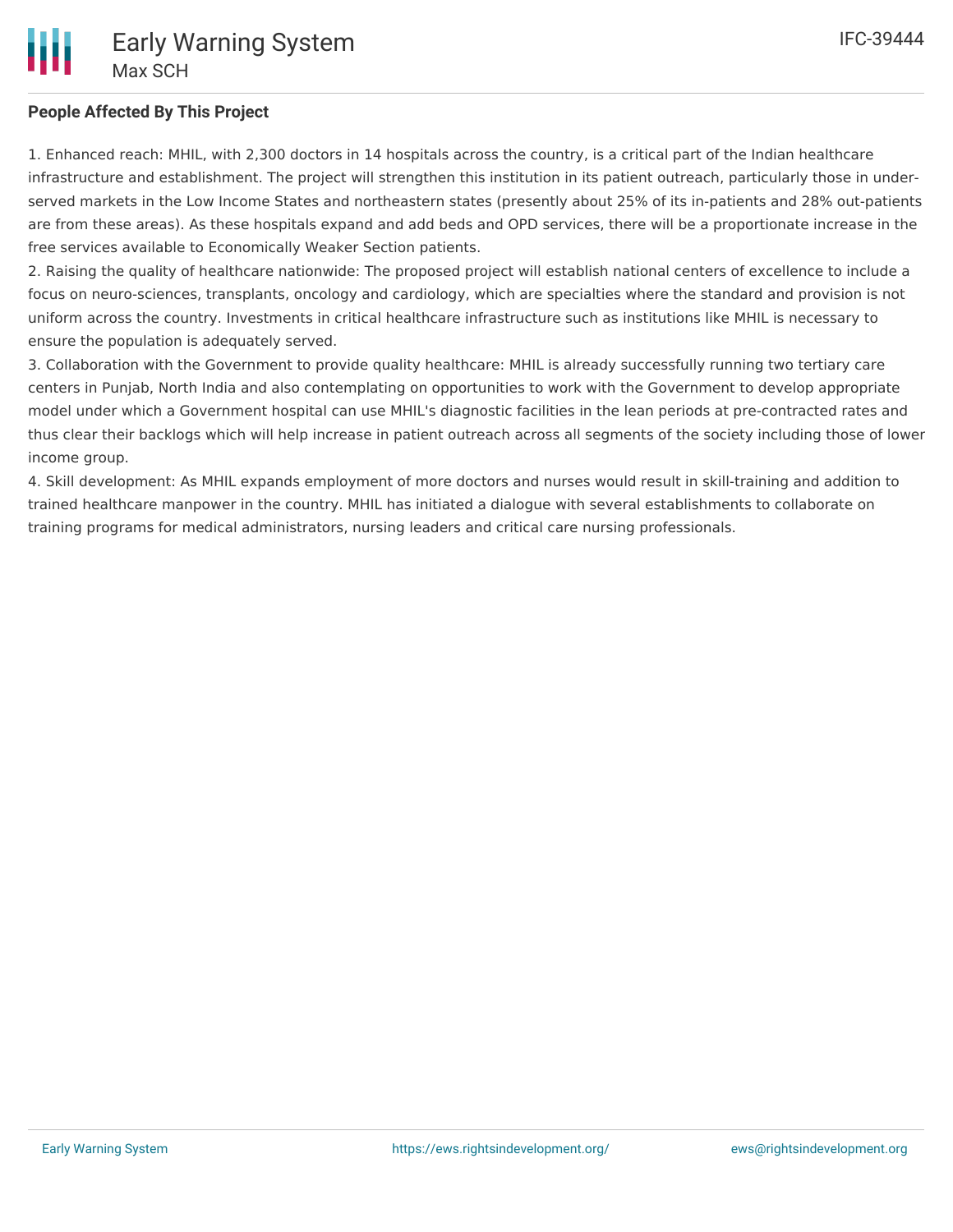**People Affected By This Project**

1. Enhanced reach: MHIL, with 2,300 doctors in 14 hospitals across the country, is a critical part of the Indian healthcare infrastructure and establishment. The project will strengthen this institution in its patient outreach, particularly those in under-served markets in the Low Income States and northeastern states (presently about 25% of its in-patients and 28% out-patients are from these areas). As these hospitals expand and add beds and OPD services, there will be a proportionate increase in the free services available to Economically Weaker Section patients.
2. Raising the quality of healthcare nationwide: The proposed project will establish national centers of excellence to include a focus on neuro-sciences, transplants, oncology and cardiology, which are specialties where the standard and provision is not uniform across the country. Investments in critical healthcare infrastructure such as institutions like MHIL is necessary to ensure the population is adequately served.
3. Collaboration with the Government to provide quality healthcare: MHIL is already successfully running two tertiary care centers in Punjab, North India and also contemplating on opportunities to work with the Government to develop appropriate model under which a Government hospital can use MHIL's diagnostic facilities in the lean periods at pre-contracted rates and thus clear their backlogs which will help increase in patient outreach across all segments of the society including those of lower income group.
4. Skill development: As MHIL expands employment of more doctors and nurses would result in skill-training and addition to trained healthcare manpower in the country. MHIL has initiated a dialogue with several establishments to collaborate on training programs for medical administrators, nursing leaders and critical care nursing professionals.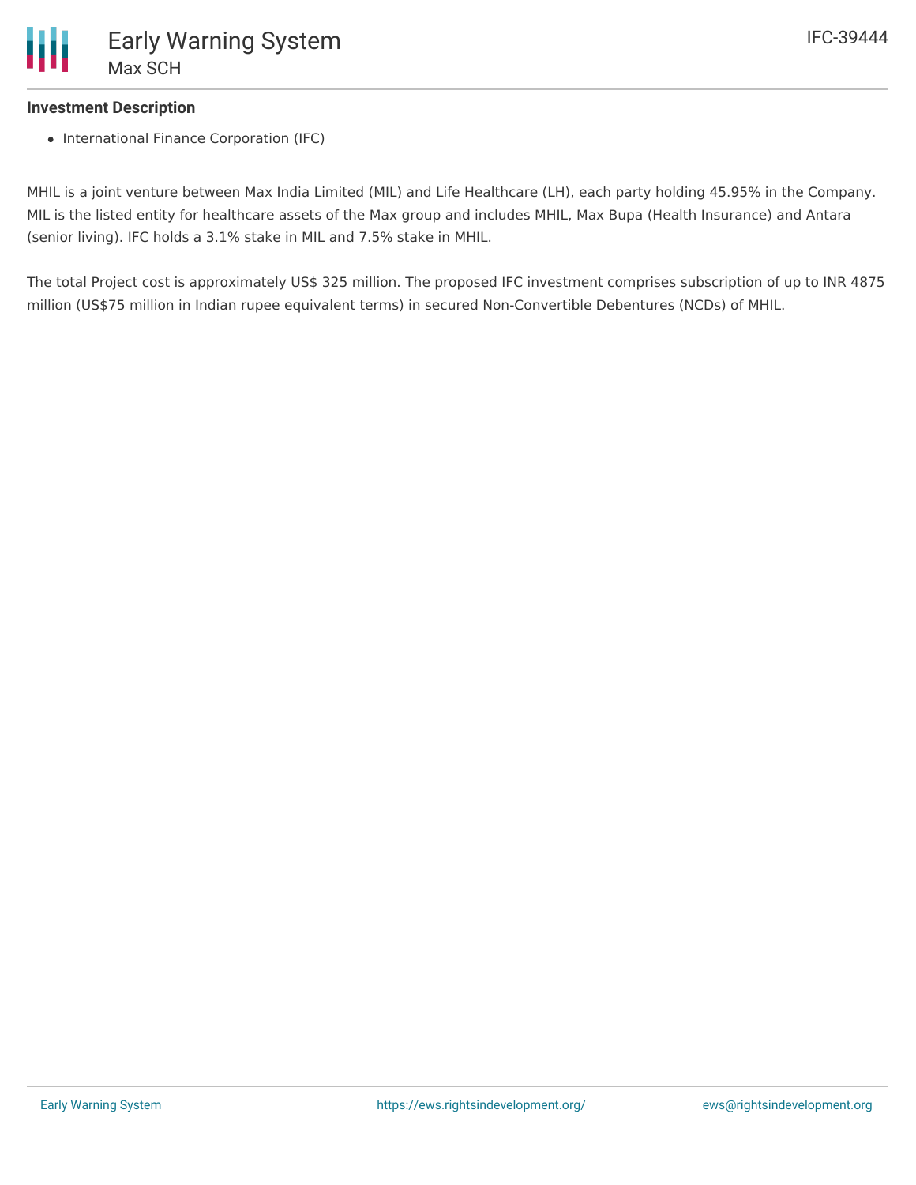### Investment Description

- International Finance Corporation (IFC)

MHIL is a joint venture between Max India Limited (MIL) and Life Healthcare (LH), each party holding 45.95% in the Company. MIL is the listed entity for healthcare assets of the Max group and includes MHIL, Max Bupa (Health Insurance) and Antara (senior living). IFC holds a 3.1% stake in MIL and 7.5% stake in MHIL.

The total Project cost is approximately US$ 325 million. The proposed IFC investment comprises subscription of up to INR 4875 million (US$75 million in Indian rupee equivalent terms) in secured Non-Convertible Debentures (NCDs) of MHIL.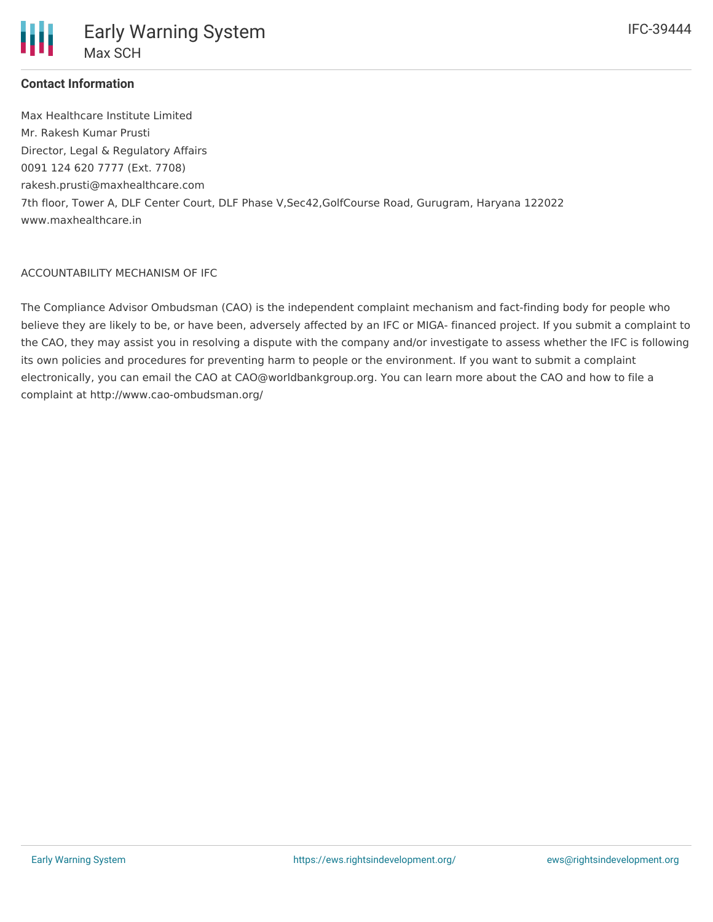**Contact Information**

Max Healthcare Institute Limited
Mr. Rakesh Kumar Prusti
Director, Legal & Regulatory Affairs
0091 124 620 7777 (Ext. 7708)
rakesh.prusti@maxhealthcare.com
7th floor, Tower A, DLF Center Court, DLF Phase V,Sec42,GolfCourse Road, Gurugram, Haryana 122022
www.maxhealthcare.in

ACCOUNTABILITY MECHANISM OF IFC

The Compliance Advisor Ombudsman (CAO) is the independent complaint mechanism and fact-finding body for people who believe they are likely to be, or have been, adversely affected by an IFC or MIGA- financed project. If you submit a complaint to the CAO, they may assist you in resolving a dispute with the company and/or investigate to assess whether the IFC is following its own policies and procedures for preventing harm to people or the environment. If you want to submit a complaint electronically, you can email the CAO at CAO@worldbankgroup.org. You can learn more about the CAO and how to file a complaint at http://www.cao-ombudsman.org/